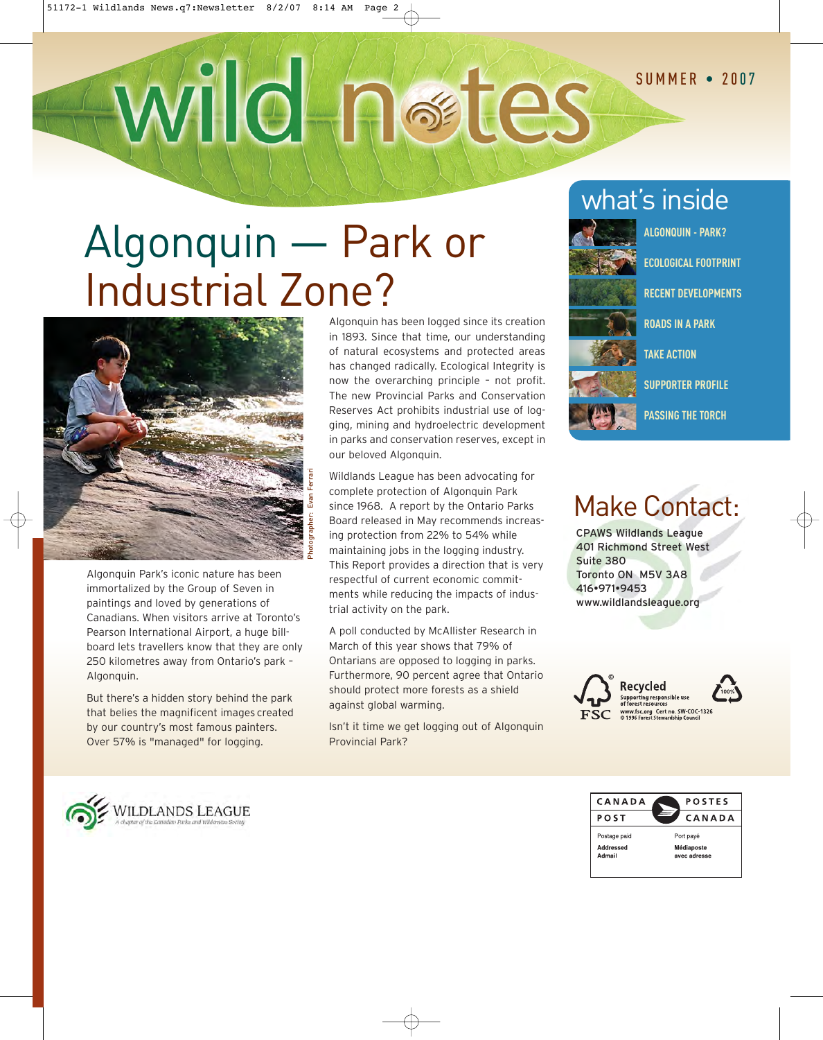# wild notes

SUMMER • 2007

# Algonquin — Park or Industrial Zone?

Photographer: Evan Ferrari

Algonquin Park's iconic nature has been immortalized by the Group of Seven in paintings and loved by generations of Canadians. When visitors arrive at Toronto's Pearson International Airport, a huge billboard lets travellers know that they are only 250 kilometres away from Ontario's park – Algonquin.

But there's a hidden story behind the park that belies the magnificent images created by our country's most famous painters. Over 57% is "managed" for logging.

Algonquin has been logged since its creation in 1893. Since that time, our understanding of natural ecosystems and protected areas has changed radically. Ecological Integrity is now the overarching principle – not profit. The new Provincial Parks and Conservation Reserves Act prohibits industrial use of logging, mining and hydroelectric development in parks and conservation reserves, except in our beloved Algonquin.

Wildlands League has been advocating for complete protection of Algonquin Park since 1968. A report by the Ontario Parks Board released in May recommends increasing protection from 22% to 54% while maintaining jobs in the logging industry. This Report provides a direction that is very respectful of current economic commitments while reducing the impacts of industrial activity on the park.

A poll conducted by McAllister Research in March of this year shows that 79% of Ontarians are opposed to logging in parks. Furthermore, 90 percent agree that Ontario should protect more forests as a shield against global warming.

Isn't it time we get logging out of Algonquin Provincial Park?

## what's inside

- ALGONQUIN - PARK?
- ECOLOGICAL FOOTPRINT
- RECENT DEVELOPMENTS
- ROADS IN A PARK
- TAKE ACTION
- SUPPORTER PROFILE
- PASSING THE TORCH

## Make Contact:

CPAWS Wildlands League
401 Richmond Street West
Suite 380
Toronto ON M5V 3A8
416•971•9453
www.wildlandsleague.org

FSC Recycled
Supporting responsible use of forest resources
www.fsc.org Cert no. SW-COC-1326
© 1996 Forest Stewardship Council
100%

WILDLANDS LEAGUE
A chapter of the Canadian Parks and Wilderness Society

CANADA POST / POSTES CANADA
Postage paid / Port payé
Addressed Admail / Médiaposte avec adresse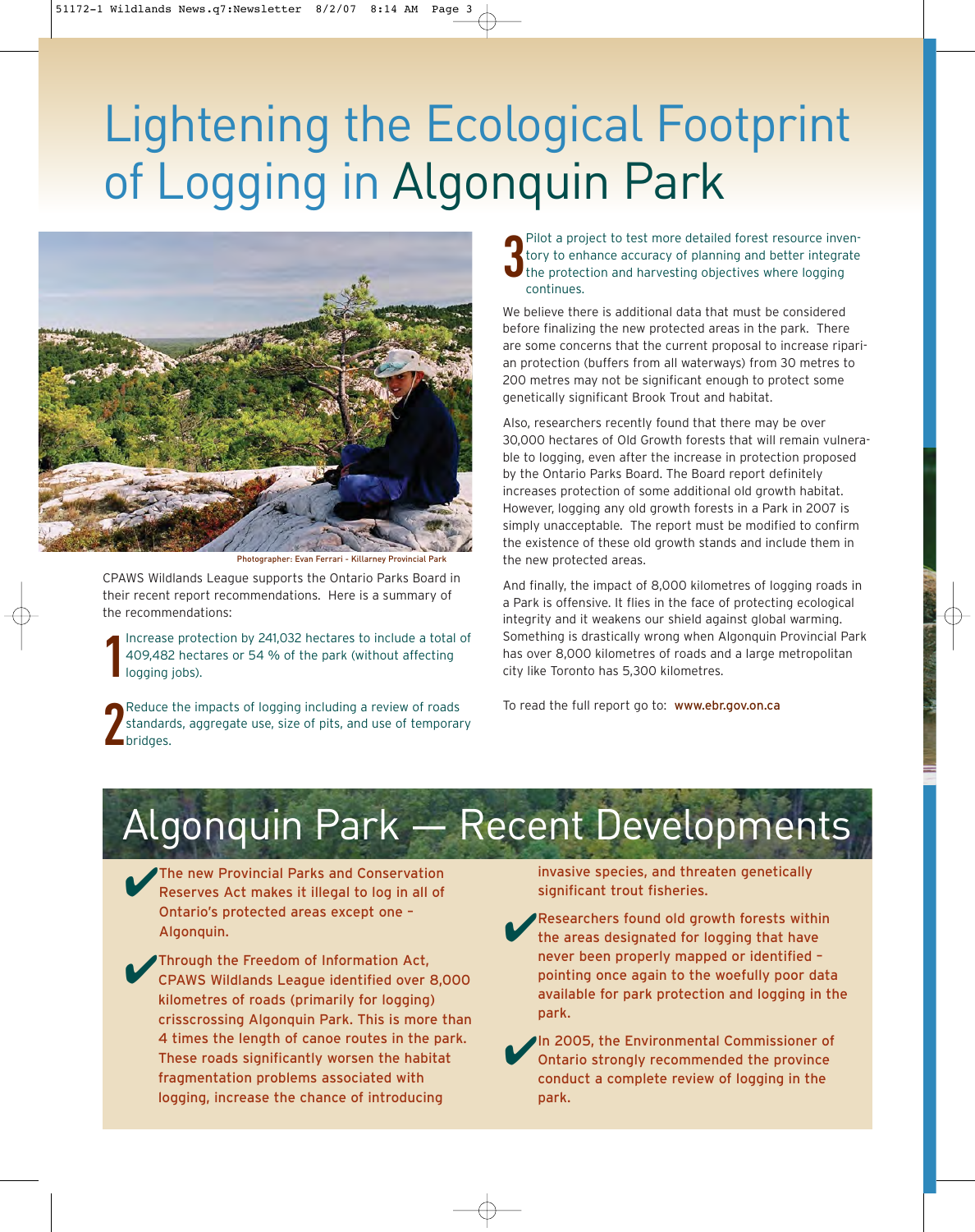# Lightening the Ecological Footprint of Logging in Algonquin Park

Photographer: Evan Ferrari - Killarney Provincial Park

CPAWS Wildlands League supports the Ontario Parks Board in their recent report recommendations. Here is a summary of the recommendations:

1. Increase protection by 241,032 hectares to include a total of 409,482 hectares or 54 % of the park (without affecting logging jobs).

2. Reduce the impacts of logging including a review of roads standards, aggregate use, size of pits, and use of temporary bridges.

3. Pilot a project to test more detailed forest resource inventory to enhance accuracy of planning and better integrate the protection and harvesting objectives where logging continues.

We believe there is additional data that must be considered before finalizing the new protected areas in the park. There are some concerns that the current proposal to increase riparian protection (buffers from all waterways) from 30 metres to 200 metres may not be significant enough to protect some genetically significant Brook Trout and habitat.

Also, researchers recently found that there may be over 30,000 hectares of Old Growth forests that will remain vulnerable to logging, even after the increase in protection proposed by the Ontario Parks Board. The Board report definitely increases protection of some additional old growth habitat. However, logging any old growth forests in a Park in 2007 is simply unacceptable. The report must be modified to confirm the existence of these old growth stands and include them in the new protected areas.

And finally, the impact of 8,000 kilometres of logging roads in a Park is offensive. It flies in the face of protecting ecological integrity and it weakens our shield against global warming. Something is drastically wrong when Algonquin Provincial Park has over 8,000 kilometres of roads and a large metropolitan city like Toronto has 5,300 kilometres.

To read the full report go to: **www.ebr.gov.on.ca**

## Algonquin Park — Recent Developments

- ✔ The new Provincial Parks and Conservation Reserves Act makes it illegal to log in all of Ontario's protected areas except one – Algonquin.
- ✔ Through the Freedom of Information Act, CPAWS Wildlands League identified over 8,000 kilometres of roads (primarily for logging) crisscrossing Algonquin Park. This is more than 4 times the length of canoe routes in the park. These roads significantly worsen the habitat fragmentation problems associated with logging, increase the chance of introducing invasive species, and threaten genetically significant trout fisheries.
- ✔ Researchers found old growth forests within the areas designated for logging that have never been properly mapped or identified – pointing once again to the woefully poor data available for park protection and logging in the park.
- ✔ In 2005, the Environmental Commissioner of Ontario strongly recommended the province conduct a complete review of logging in the park.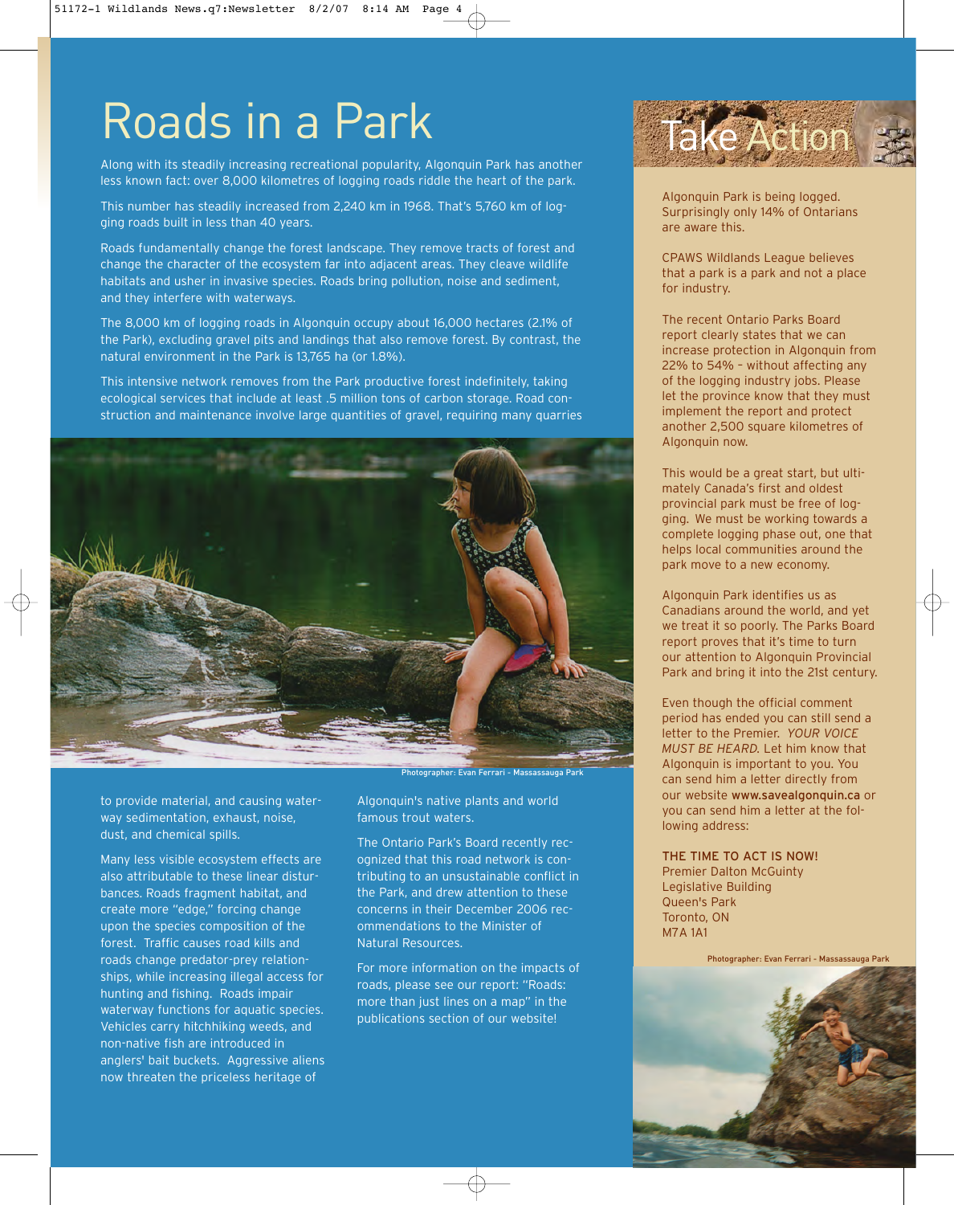# Roads in a Park

Along with its steadily increasing recreational popularity, Algonquin Park has another less known fact: over 8,000 kilometres of logging roads riddle the heart of the park.

This number has steadily increased from 2,240 km in 1968. That's 5,760 km of logging roads built in less than 40 years.

Roads fundamentally change the forest landscape. They remove tracts of forest and change the character of the ecosystem far into adjacent areas. They cleave wildlife habitats and usher in invasive species. Roads bring pollution, noise and sediment, and they interfere with waterways.

The 8,000 km of logging roads in Algonquin occupy about 16,000 hectares (2.1% of the Park), excluding gravel pits and landings that also remove forest. By contrast, the natural environment in the Park is 13,765 ha (or 1.8%).

This intensive network removes from the Park productive forest indefinitely, taking ecological services that include at least .5 million tons of carbon storage. Road construction and maintenance involve large quantities of gravel, requiring many quarries to provide material, and causing waterway sedimentation, exhaust, noise, dust, and chemical spills.

Photographer: Evan Ferrari - Massassauga Park

Many less visible ecosystem effects are also attributable to these linear disturbances. Roads fragment habitat, and create more "edge," forcing change upon the species composition of the forest. Traffic causes road kills and roads change predator-prey relationships, while increasing illegal access for hunting and fishing. Roads impair waterway functions for aquatic species. Vehicles carry hitchhiking weeds, and non-native fish are introduced in anglers' bait buckets. Aggressive aliens now threaten the priceless heritage of Algonquin's native plants and world famous trout waters.

The Ontario Park's Board recently recognized that this road network is contributing to an unsustainable conflict in the Park, and drew attention to these concerns in their December 2006 recommendations to the Minister of Natural Resources.

For more information on the impacts of roads, please see our report: "Roads: more than just lines on a map" in the publications section of our website!

## Take Action

Algonquin Park is being logged. Surprisingly only 14% of Ontarians are aware this.

CPAWS Wildlands League believes that a park is a park and not a place for industry.

The recent Ontario Parks Board report clearly states that we can increase protection in Algonquin from 22% to 54% – without affecting any of the logging industry jobs. Please let the province know that they must implement the report and protect another 2,500 square kilometres of Algonquin now.

This would be a great start, but ultimately Canada's first and oldest provincial park must be free of logging. We must be working towards a complete logging phase out, one that helps local communities around the park move to a new economy.

Algonquin Park identifies us as Canadians around the world, and yet we treat it so poorly. The Parks Board report proves that it's time to turn our attention to Algonquin Provincial Park and bring it into the 21st century.

Even though the official comment period has ended you can still send a letter to the Premier. *YOUR VOICE MUST BE HEARD.* Let him know that Algonquin is important to you. You can send him a letter directly from our website **www.savealgonquin.ca** or you can send him a letter at the following address:

THE TIME TO ACT IS NOW!
Premier Dalton McGuinty
Legislative Building
Queen's Park
Toronto, ON
M7A 1A1

Photographer: Evan Ferrari - Massassauga Park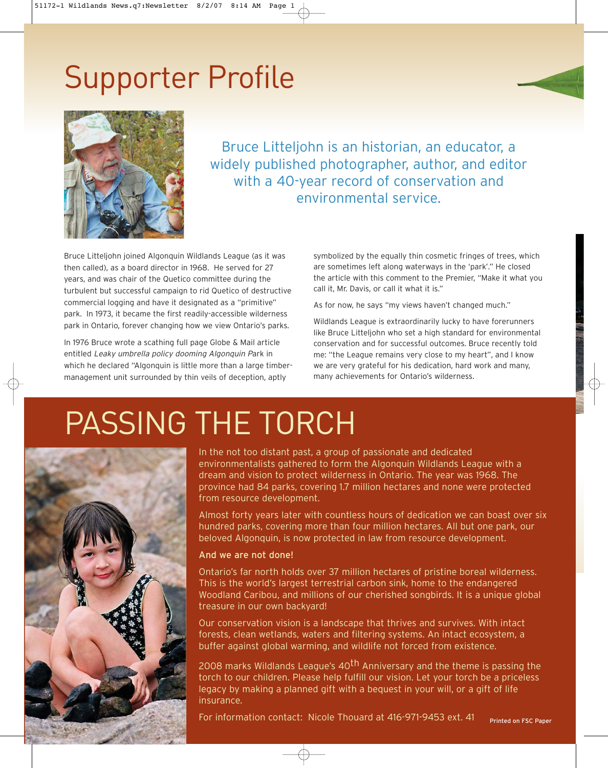# Supporter Profile

Bruce Litteljohn is an historian, an educator, a widely published photographer, author, and editor with a 40-year record of conservation and environmental service.

Bruce Litteljohn joined Algonquin Wildlands League (as it was then called), as a board director in 1968. He served for 27 years, and was chair of the Quetico committee during the turbulent but successful campaign to rid Quetico of destructive commercial logging and have it designated as a "primitive" park. In 1973, it became the first readily-accessible wilderness park in Ontario, forever changing how we view Ontario's parks.

In 1976 Bruce wrote a scathing full page Globe & Mail article entitled *Leaky umbrella policy dooming Algonquin Park* in which he declared "Algonquin is little more than a large timber-management unit surrounded by thin veils of deception, aptly symbolized by the equally thin cosmetic fringes of trees, which are sometimes left along waterways in the 'park'." He closed the article with this comment to the Premier, "Make it what you call it, Mr. Davis, or call it what it is."

As for now, he says "my views haven't changed much."

Wildlands League is extraordinarily lucky to have forerunners like Bruce Litteljohn who set a high standard for environmental conservation and for successful outcomes. Bruce recently told me: "the League remains very close to my heart", and I know we are very grateful for his dedication, hard work and many, many achievements for Ontario's wilderness.

# PASSING THE TORCH

In the not too distant past, a group of passionate and dedicated environmentalists gathered to form the Algonquin Wildlands League with a dream and vision to protect wilderness in Ontario. The year was 1968. The province had 84 parks, covering 1.7 million hectares and none were protected from resource development.

Almost forty years later with countless hours of dedication we can boast over six hundred parks, covering more than four million hectares. All but one park, our beloved Algonquin, is now protected in law from resource development.

**And we are not done!**

Ontario's far north holds over 37 million hectares of pristine boreal wilderness. This is the world's largest terrestrial carbon sink, home to the endangered Woodland Caribou, and millions of our cherished songbirds. It is a unique global treasure in our own backyard!

Our conservation vision is a landscape that thrives and survives. With intact forests, clean wetlands, waters and filtering systems. An intact ecosystem, a buffer against global warming, and wildlife not forced from existence.

2008 marks Wildlands League's 40th Anniversary and the theme is passing the torch to our children. Please help fulfill our vision. Let your torch be a priceless legacy by making a planned gift with a bequest in your will, or a gift of life insurance.

For information contact: Nicole Thouard at 416-971-9453 ext. 41

Printed on FSC Paper